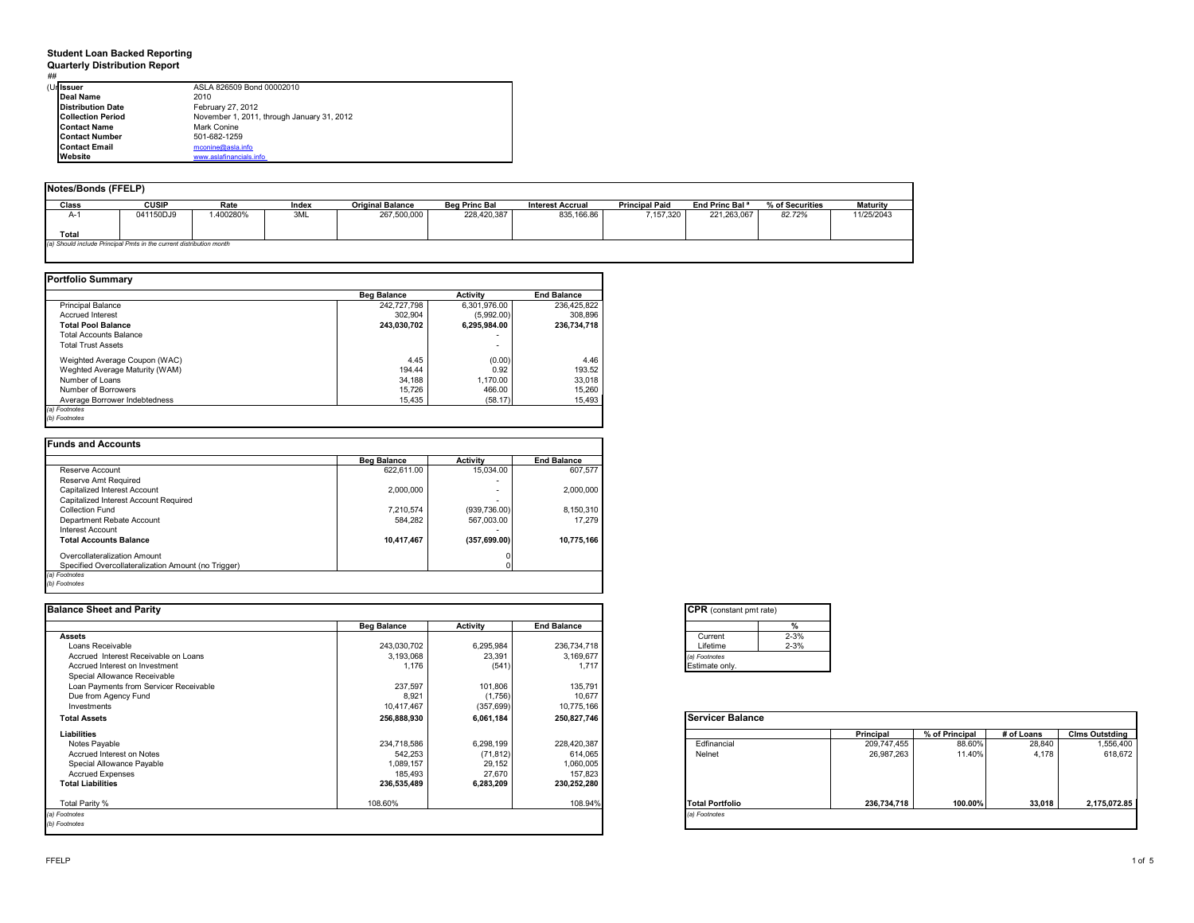**Student Loan Backed Reporting**
**Quarterly Distribution Report**
##

| (U) | |
|---|---|
| **Issuer** | ASLA 826509 Bond 00002010 |
| **Deal Name** | 2010 |
| **Distribution Date** | February 27, 2012 |
| **Collection Period** | November 1, 2011, through January 31, 2012 |
| **Contact Name** | Mark Conine |
| **Contact Number** | 501-682-1259 |
| **Contact Email** | mconine@asla.info |
| **Website** | www.aslafinancials.info |

**Notes/Bonds (FFELP)**

| Class | CUSIP | Rate | Index | Original Balance | Beg Princ Bal | Interest Accrual | Principal Paid | End Princ Bal [a] | % of Securities | Maturity |
|---|---|---|---|---|---|---|---|---|---|---|
| A-1 | 041150DJ9 | 1.400280% | 3ML | 267,500,000 | 228,420,387 | 835,166.86 | 7,157,320 | 221,263,067 | 82.72% | 11/25/2043 |
| **Total** | | | | | | | | | | |

*(a) Should include Principal Pmts in the current distribution month*

**Portfolio Summary**

| | Beg Balance | Activity | End Balance |
|---|---|---|---|
| Principal Balance | 242,727,798 | 6,301,976.00 | 236,425,822 |
| Accrued Interest | 302,904 | (5,992.00) | 308,896 |
| **Total Pool Balance** | **243,030,702** | **6,295,984.00** | **236,734,718** |
| Total Accounts Balance | | - | |
| Total Trust Assets | | - | |
| Weighted Average Coupon (WAC) | 4.45 | (0.00) | 4.46 |
| Weghted Average Maturity (WAM) | 194.44 | 0.92 | 193.52 |
| Number of Loans | 34,188 | 1,170.00 | 33,018 |
| Number of Borrowers | 15,726 | 466.00 | 15,260 |
| Average Borrower Indebtedness | 15,435 | (58.17) | 15,493 |

*(a) Footnotes*
*(b) Footnotes*

**Funds and Accounts**

| | Beg Balance | Activity | End Balance |
|---|---|---|---|
| Reserve Account | 622,611.00 | 15,034.00 | 607,577 |
| Reserve Amt Required | | - | |
| Capitalized Interest Account | 2,000,000 | - | 2,000,000 |
| Capitalized Interest Account Required | | - | |
| Collection Fund | 7,210,574 | (939,736.00) | 8,150,310 |
| Department Rebate Account | 584,282 | 567,003.00 | 17,279 |
| Interest Account | | - | |
| **Total Accounts Balance** | **10,417,467** | **(357,699.00)** | **10,775,166** |
| Overcollateralization Amount | | 0 | |
| Specified Overcollateralization Amount (no Trigger) | | 0 | |

*(a) Footnotes*
*(b) Footnotes*

**Balance Sheet and Parity**

| | Beg Balance | Activity | End Balance |
|---|---|---|---|
| **Assets** | | | |
| Loans Receivable | 243,030,702 | 6,295,984 | 236,734,718 |
| Accrued Interest Receivable on Loans | 3,193,068 | 23,391 | 3,169,677 |
| Accrued Interest on Investment | 1,176 | (541) | 1,717 |
| Special Allowance Receivable | | | |
| Loan Payments from Servicer Receivable | 237,597 | 101,806 | 135,791 |
| Due from Agency Fund | 8,921 | (1,756) | 10,677 |
| Investments | 10,417,467 | (357,699) | 10,775,166 |
| **Total Assets** | **256,888,930** | **6,061,184** | **250,827,746** |
| **Liabilities** | | | |
| Notes Payable | 234,718,586 | 6,298,199 | 228,420,387 |
| Accrued Interest on Notes | 542,253 | (71,812) | 614,065 |
| Special Allowance Payable | 1,089,157 | 29,152 | 1,060,005 |
| Accrued Expenses | 185,493 | 27,670 | 157,823 |
| **Total Liabilities** | **236,535,489** | **6,283,209** | **230,252,280** |
| Total Parity % | 108.60% | | 108.94% |

*(a) Footnotes*
*(b) Footnotes*

**CPR** (constant pmt rate)

| | % |
|---|---|
| Current | 2-3% |
| Lifetime | 2-3% |

*(a) Footnotes*
Estimate only.

**Servicer Balance**

| | Principal | % of Principal | # of Loans | Clms Outstding |
|---|---|---|---|---|
| Edfinancial | 209,747,455 | 88.60% | 28,840 | 1,556,400 |
| Nelnet | 26,987,263 | 11.40% | 4,178 | 618,672 |
| **Total Portfolio** | **236,734,718** | **100.00%** | **33,018** | **2,175,072.85** |

*(a) Footnotes*

FFELP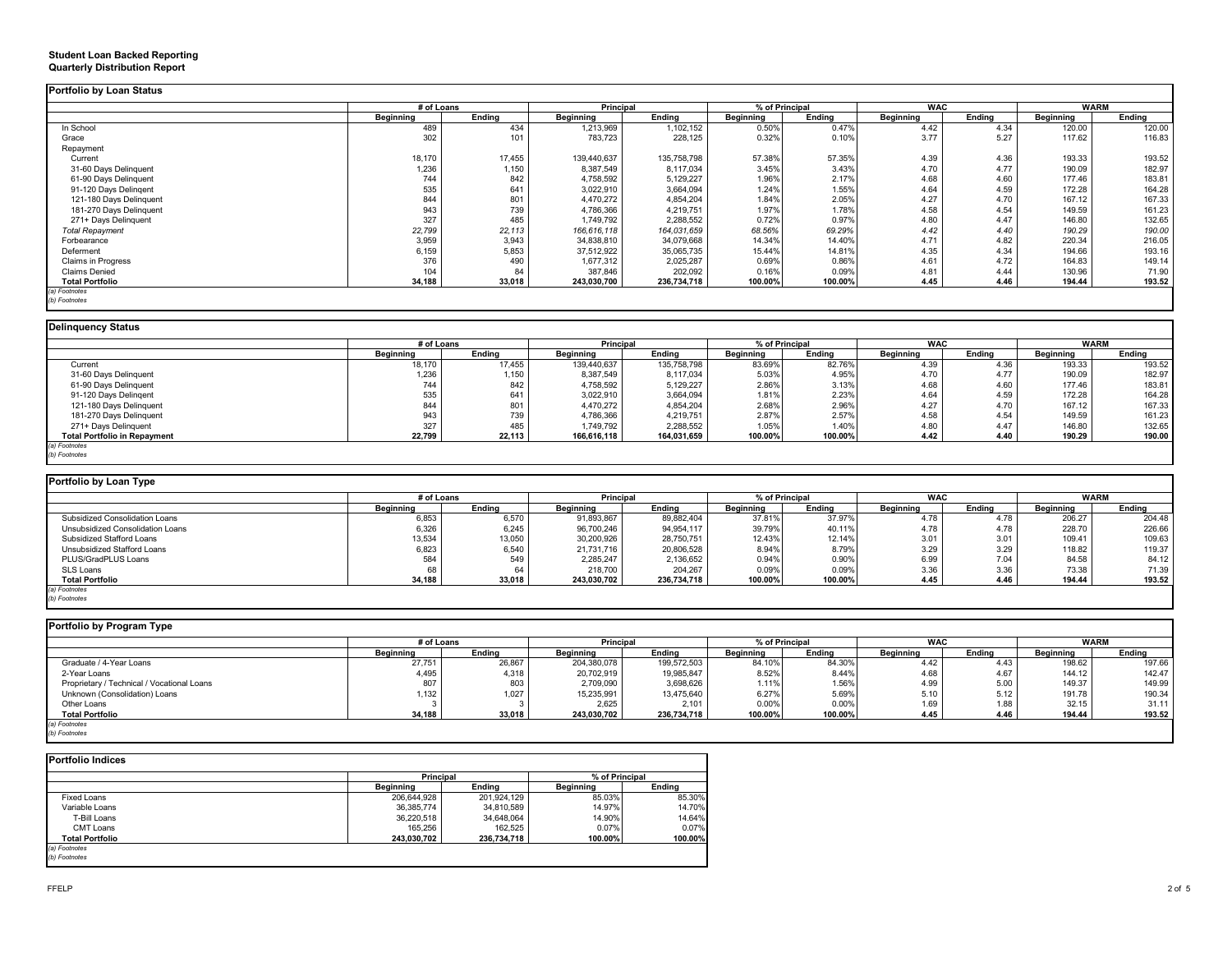**Student Loan Backed Reporting**
**Quarterly Distribution Report**

## Portfolio by Loan Status

| | # of Loans | | Principal | | % of Principal | | WAC | | WARM | |
|---|---|---|---|---|---|---|---|---|---|---|
| | Beginning | Ending | Beginning | Ending | Beginning | Ending | Beginning | Ending | Beginning | Ending |
| In School | 489 | 434 | 1,213,969 | 1,102,152 | 0.50% | 0.47% | 4.42 | 4.34 | 120.00 | 120.00 |
| Grace | 302 | 101 | 783,723 | 228,125 | 0.32% | 0.10% | 3.77 | 5.27 | 117.62 | 116.83 |
| Repayment | | | | | | | | | | |
| Current | 18,170 | 17,455 | 139,440,637 | 135,758,798 | 57.38% | 57.35% | 4.39 | 4.36 | 193.33 | 193.52 |
| 31-60 Days Delinquent | 1,236 | 1,150 | 8,387,549 | 8,117,034 | 3.45% | 3.43% | 4.70 | 4.77 | 190.09 | 182.97 |
| 61-90 Days Delinquent | 744 | 842 | 4,758,592 | 5,129,227 | 1.96% | 2.17% | 4.68 | 4.60 | 177.46 | 183.81 |
| 91-120 Days Delingent | 535 | 641 | 3,022,910 | 3,664,094 | 1.24% | 1.55% | 4.64 | 4.59 | 172.28 | 164.28 |
| 121-180 Days Delinquent | 844 | 801 | 4,470,272 | 4,854,204 | 1.84% | 2.05% | 4.27 | 4.70 | 167.12 | 167.33 |
| 181-270 Days Delinquent | 943 | 739 | 4,786,366 | 4,219,751 | 1.97% | 1.78% | 4.58 | 4.54 | 149.59 | 161.23 |
| 271+ Days Delinquent | 327 | 485 | 1,749,792 | 2,288,552 | 0.72% | 0.97% | 4.80 | 4.47 | 146.80 | 132.65 |
| *Total Repayment* | *22,799* | *22,113* | *166,616,118* | *164,031,659* | *68.56%* | *69.29%* | *4.42* | *4.40* | *190.29* | *190.00* |
| Forbearance | 3,959 | 3,943 | 34,838,810 | 34,079,668 | 14.34% | 14.40% | 4.71 | 4.82 | 220.34 | 216.05 |
| Deferment | 6,159 | 5,853 | 37,512,922 | 35,065,735 | 15.44% | 14.81% | 4.35 | 4.34 | 194.66 | 193.16 |
| Claims in Progress | 376 | 490 | 1,677,312 | 2,025,287 | 0.69% | 0.86% | 4.61 | 4.72 | 164.83 | 149.14 |
| Claims Denied | 104 | 84 | 387,846 | 202,092 | 0.16% | 0.09% | 4.81 | 4.44 | 130.96 | 71.90 |
| **Total Portfolio** | **34,188** | **33,018** | **243,030,700** | **236,734,718** | **100.00%** | **100.00%** | **4.45** | **4.46** | **194.44** | **193.52** |

*(a) Footnotes*
*(b) Footnotes*

## Delinquency Status

| | # of Loans | | Principal | | % of Principal | | WAC | | WARM | |
|---|---|---|---|---|---|---|---|---|---|---|
| | Beginning | Ending | Beginning | Ending | Beginning | Ending | Beginning | Ending | Beginning | Ending |
| Current | 18,170 | 17,455 | 139,440,637 | 135,758,798 | 83.69% | 82.76% | 4.39 | 4.36 | 193.33 | 193.52 |
| 31-60 Days Delinquent | 1,236 | 1,150 | 8,387,549 | 8,117,034 | 5.03% | 4.95% | 4.70 | 4.77 | 190.09 | 182.97 |
| 61-90 Days Delinquent | 744 | 842 | 4,758,592 | 5,129,227 | 2.86% | 3.13% | 4.68 | 4.60 | 177.46 | 183.81 |
| 91-120 Days Delingent | 535 | 641 | 3,022,910 | 3,664,094 | 1.81% | 2.23% | 4.64 | 4.59 | 172.28 | 164.28 |
| 121-180 Days Delinquent | 844 | 801 | 4,470,272 | 4,854,204 | 2.68% | 2.96% | 4.27 | 4.70 | 167.12 | 167.33 |
| 181-270 Days Delinquent | 943 | 739 | 4,786,366 | 4,219,751 | 2.87% | 2.57% | 4.58 | 4.54 | 149.59 | 161.23 |
| 271+ Days Delinquent | 327 | 485 | 1,749,792 | 2,288,552 | 1.05% | 1.40% | 4.80 | 4.47 | 146.80 | 132.65 |
| **Total Portfolio in Repayment** | **22,799** | **22,113** | **166,616,118** | **164,031,659** | **100.00%** | **100.00%** | **4.42** | **4.40** | **190.29** | **190.00** |

*(a) Footnotes*
*(b) Footnotes*

## Portfolio by Loan Type

| | # of Loans | | Principal | | % of Principal | | WAC | | WARM | |
|---|---|---|---|---|---|---|---|---|---|---|
| | Beginning | Ending | Beginning | Ending | Beginning | Ending | Beginning | Ending | Beginning | Ending |
| Subsidized Consolidation Loans | 6,853 | 6,570 | 91,893,867 | 89,882,404 | 37.81% | 37.97% | 4.78 | 4.78 | 206.27 | 204.48 |
| Unsubsidized Consolidation Loans | 6,326 | 6,245 | 96,700,246 | 94,954,117 | 39.79% | 40.11% | 4.78 | 4.78 | 228.70 | 226.66 |
| Subsidized Stafford Loans | 13,534 | 13,050 | 30,200,926 | 28,750,751 | 12.43% | 12.14% | 3.01 | 3.01 | 109.41 | 109.63 |
| Unsubsidized Stafford Loans | 6,823 | 6,540 | 21,731,716 | 20,806,528 | 8.94% | 8.79% | 3.29 | 3.29 | 118.82 | 119.37 |
| PLUS/GradPLUS Loans | 584 | 549 | 2,285,247 | 2,136,652 | 0.94% | 0.90% | 6.99 | 7.04 | 84.58 | 84.12 |
| SLS Loans | 68 | 64 | 218,700 | 204,267 | 0.09% | 0.09% | 3.36 | 3.36 | 73.38 | 71.39 |
| **Total Portfolio** | **34,188** | **33,018** | **243,030,702** | **236,734,718** | **100.00%** | **100.00%** | **4.45** | **4.46** | **194.44** | **193.52** |

*(a) Footnotes*
*(b) Footnotes*

## Portfolio by Program Type

| | # of Loans | | Principal | | % of Principal | | WAC | | WARM | |
|---|---|---|---|---|---|---|---|---|---|---|
| | Beginning | Ending | Beginning | Ending | Beginning | Ending | Beginning | Ending | Beginning | Ending |
| Graduate / 4-Year Loans | 27,751 | 26,867 | 204,380,078 | 199,572,503 | 84.10% | 84.30% | 4.42 | 4.43 | 198.62 | 197.66 |
| 2-Year Loans | 4,495 | 4,318 | 20,702,919 | 19,985,847 | 8.52% | 8.44% | 4.68 | 4.67 | 144.12 | 142.47 |
| Proprietary / Technical / Vocational Loans | 807 | 803 | 2,709,090 | 3,698,626 | 1.11% | 1.56% | 4.99 | 5.00 | 149.37 | 149.99 |
| Unknown (Consolidation) Loans | 1,132 | 1,027 | 15,235,991 | 13,475,640 | 6.27% | 5.69% | 5.10 | 5.12 | 191.78 | 190.34 |
| Other Loans | 3 | 3 | 2,625 | 2,101 | 0.00% | 0.00% | 1.69 | 1.88 | 32.15 | 31.11 |
| **Total Portfolio** | **34,188** | **33,018** | **243,030,702** | **236,734,718** | **100.00%** | **100.00%** | **4.45** | **4.46** | **194.44** | **193.52** |

*(a) Footnotes*
*(b) Footnotes*

## Portfolio Indices

| | Principal | | % of Principal | |
|---|---|---|---|---|
| | Beginning | Ending | Beginning | Ending |
| Fixed Loans | 206,644,928 | 201,924,129 | 85.03% | 85.30% |
| Variable Loans | 36,385,774 | 34,810,589 | 14.97% | 14.70% |
| T-Bill Loans | 36,220,518 | 34,648,064 | 14.90% | 14.64% |
| CMT Loans | 165,256 | 162,525 | 0.07% | 0.07% |
| **Total Portfolio** | **243,030,702** | **236,734,718** | **100.00%** | **100.00%** |

*(a) Footnotes*
*(b) Footnotes*

FFELP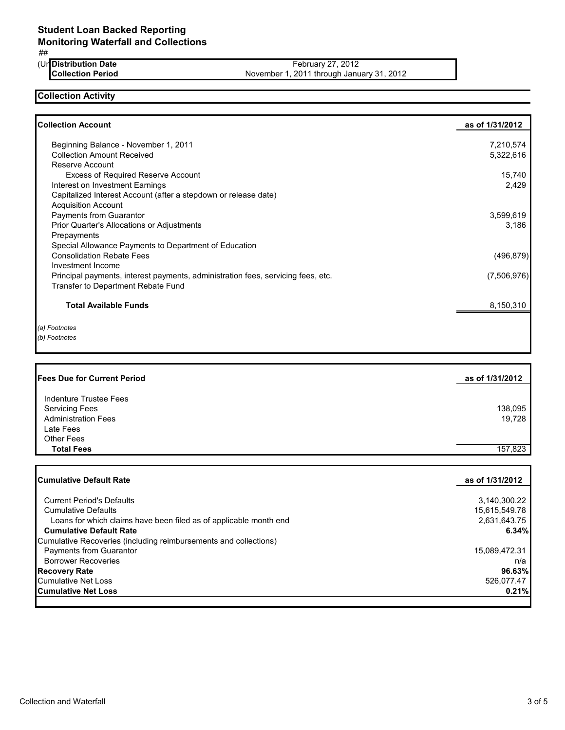# Student Loan Backed Reporting
## Monitoring Waterfall and Collections

##

(Ur

| Distribution Date | February 27, 2012 |
|---|---|
| Collection Period | November 1, 2011 through January 31, 2012 |

### Collection Activity

| Collection Account | as of 1/31/2012 |
|---|---|
| Beginning Balance - November 1, 2011 | 7,210,574 |
| Collection Amount Received | 5,322,616 |
| Reserve Account | |
| Excess of Required Reserve Account | 15,740 |
| Interest on Investment Earnings | 2,429 |
| Capitalized Interest Account (after a stepdown or release date) | |
| Acquisition Account | |
| Payments from Guarantor | 3,599,619 |
| Prior Quarter's Allocations or Adjustments | 3,186 |
| Prepayments | |
| Special Allowance Payments to Department of Education | |
| Consolidation Rebate Fees | (496,879) |
| Investment Income | |
| Principal payments, interest payments, administration fees, servicing fees, etc. | (7,506,976) |
| Transfer to Department Rebate Fund | |
| **Total Available Funds** | 8,150,310 |

*(a) Footnotes*

*(b) Footnotes*

| Fees Due for Current Period | as of 1/31/2012 |
|---|---|
| Indenture Trustee Fees | |
| Servicing Fees | 138,095 |
| Administration Fees | 19,728 |
| Late Fees | |
| Other Fees | |
| **Total Fees** | 157,823 |

| Cumulative Default Rate | as of 1/31/2012 |
|---|---|
| Current Period's Defaults | 3,140,300.22 |
| Cumulative Defaults | 15,615,549.78 |
| Loans for which claims have been filed as of applicable month end | 2,631,643.75 |
| **Cumulative Default Rate** | **6.34%** |
| Cumulative Recoveries (including reimbursements and collections) | |
| Payments from Guarantor | 15,089,472.31 |
| Borrower Recoveries | n/a |
| **Recovery Rate** | **96.63%** |
| Cumulative Net Loss | 526,077.47 |
| **Cumulative Net Loss** | **0.21%** |

Collection and Waterfall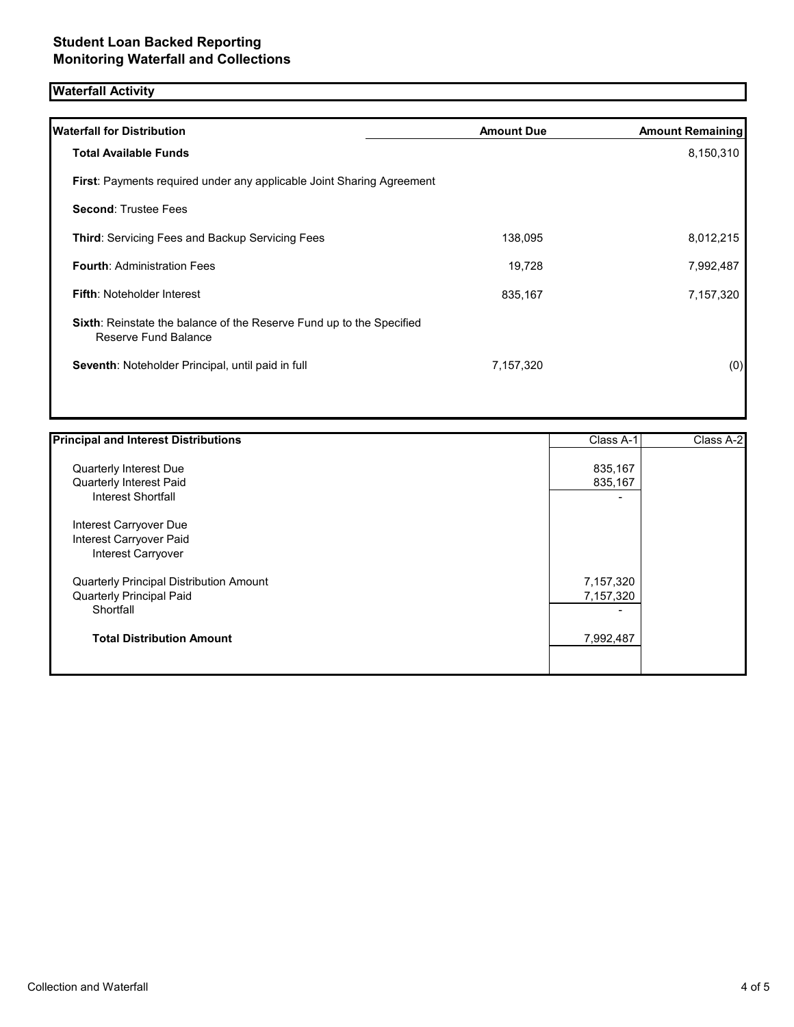## Student Loan Backed Reporting
## Monitoring Waterfall and Collections

### Waterfall Activity

| Waterfall for Distribution | Amount Due | Amount Remaining |
|---|---|---|
| **Total Available Funds** | | 8,150,310 |
| **First**: Payments required under any applicable Joint Sharing Agreement | | |
| **Second**: Trustee Fees | | |
| **Third**: Servicing Fees and Backup Servicing Fees | 138,095 | 8,012,215 |
| **Fourth**: Administration Fees | 19,728 | 7,992,487 |
| **Fifth**: Noteholder Interest | 835,167 | 7,157,320 |
| **Sixth**: Reinstate the balance of the Reserve Fund up to the Specified Reserve Fund Balance | | |
| **Seventh**: Noteholder Principal, until paid in full | 7,157,320 | (0) |

| Principal and Interest Distributions | Class A-1 | Class A-2 |
|---|---|---|
| Quarterly Interest Due | 835,167 | |
| Quarterly Interest Paid | 835,167 | |
| Interest Shortfall | - | |
| Interest Carryover Due | | |
| Interest Carryover Paid | | |
| Interest Carryover | | |
| Quarterly Principal Distribution Amount | 7,157,320 | |
| Quarterly Principal Paid | 7,157,320 | |
| Shortfall | - | |
| **Total Distribution Amount** | 7,992,487 | |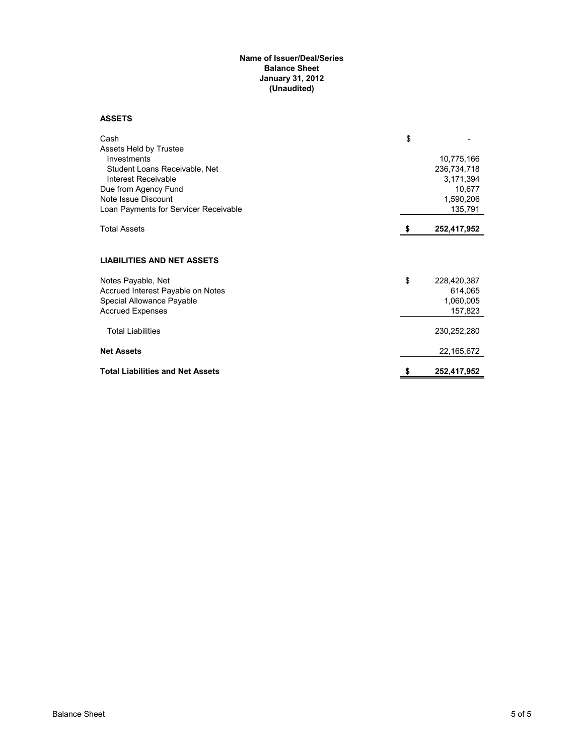**Name of Issuer/Deal/Series**
**Balance Sheet**
**January 31, 2012**
**(Unaudited)**

| | |
|---|---|
| **ASSETS** | |
| Cash | $ - |
| Assets Held by Trustee | |
| Investments | 10,775,166 |
| Student Loans Receivable, Net | 236,734,718 |
| Interest Receivable | 3,171,394 |
| Due from Agency Fund | 10,677 |
| Note Issue Discount | 1,590,206 |
| Loan Payments for Servicer Receivable | 135,791 |
| Total Assets | **$ 252,417,952** |
| **LIABILITIES AND NET ASSETS** | |
| Notes Payable, Net | $ 228,420,387 |
| Accrued Interest Payable on Notes | 614,065 |
| Special Allowance Payable | 1,060,005 |
| Accrued Expenses | 157,823 |
| Total Liabilities | 230,252,280 |
| **Net Assets** | 22,165,672 |
| **Total Liabilities and Net Assets** | **$ 252,417,952** |